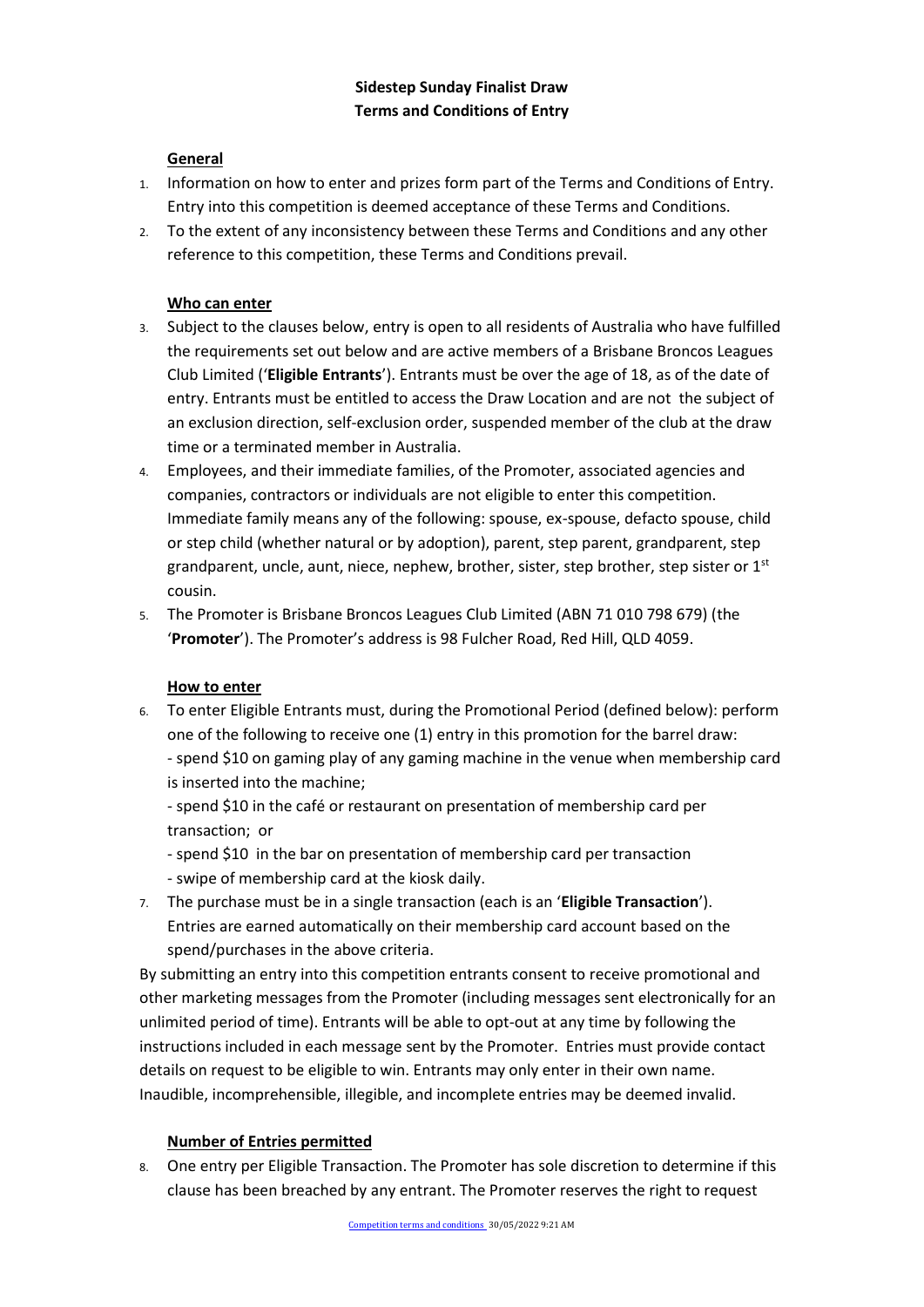# Sidestep Sunday Finalist Draw
# Terms and Conditions of Entry

## General

1. Information on how to enter and prizes form part of the Terms and Conditions of Entry. Entry into this competition is deemed acceptance of these Terms and Conditions.
2. To the extent of any inconsistency between these Terms and Conditions and any other reference to this competition, these Terms and Conditions prevail.

## Who can enter

3. Subject to the clauses below, entry is open to all residents of Australia who have fulfilled the requirements set out below and are active members of a Brisbane Broncos Leagues Club Limited ('**Eligible Entrants**'). Entrants must be over the age of 18, as of the date of entry. Entrants must be entitled to access the Draw Location and are not the subject of an exclusion direction, self-exclusion order, suspended member of the club at the draw time or a terminated member in Australia.
4. Employees, and their immediate families, of the Promoter, associated agencies and companies, contractors or individuals are not eligible to enter this competition. Immediate family means any of the following: spouse, ex-spouse, defacto spouse, child or step child (whether natural or by adoption), parent, step parent, grandparent, step grandparent, uncle, aunt, niece, nephew, brother, sister, step brother, step sister or 1st cousin.
5. The Promoter is Brisbane Broncos Leagues Club Limited (ABN 71 010 798 679) (the '**Promoter**'). The Promoter's address is 98 Fulcher Road, Red Hill, QLD 4059.

## How to enter

6. To enter Eligible Entrants must, during the Promotional Period (defined below): perform one of the following to receive one (1) entry in this promotion for the barrel draw:
   - spend $10 on gaming play of any gaming machine in the venue when membership card is inserted into the machine;
   - spend $10 in the café or restaurant on presentation of membership card per transaction; or
   - spend $10 in the bar on presentation of membership card per transaction
   - swipe of membership card at the kiosk daily.
7. The purchase must be in a single transaction (each is an '**Eligible Transaction**'). Entries are earned automatically on their membership card account based on the spend/purchases in the above criteria.

By submitting an entry into this competition entrants consent to receive promotional and other marketing messages from the Promoter (including messages sent electronically for an unlimited period of time). Entrants will be able to opt-out at any time by following the instructions included in each message sent by the Promoter. Entries must provide contact details on request to be eligible to win. Entrants may only enter in their own name. Inaudible, incomprehensible, illegible, and incomplete entries may be deemed invalid.

## Number of Entries permitted

8. One entry per Eligible Transaction. The Promoter has sole discretion to determine if this clause has been breached by any entrant. The Promoter reserves the right to request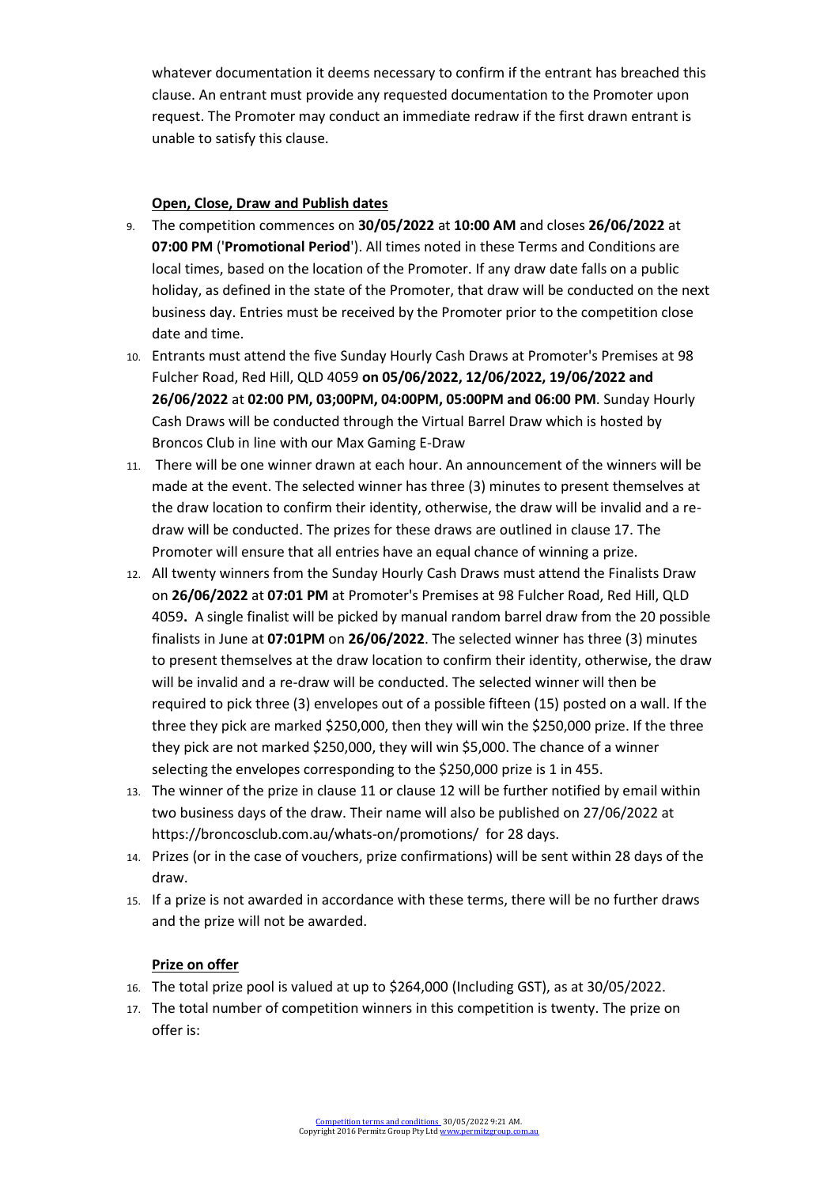whatever documentation it deems necessary to confirm if the entrant has breached this clause. An entrant must provide any requested documentation to the Promoter upon request. The Promoter may conduct an immediate redraw if the first drawn entrant is unable to satisfy this clause.

**Open, Close, Draw and Publish dates**

9. The competition commences on **30/05/2022** at **10:00 AM** and closes **26/06/2022** at **07:00 PM** ('**Promotional Period**'). All times noted in these Terms and Conditions are local times, based on the location of the Promoter. If any draw date falls on a public holiday, as defined in the state of the Promoter, that draw will be conducted on the next business day. Entries must be received by the Promoter prior to the competition close date and time.
10. Entrants must attend the five Sunday Hourly Cash Draws at Promoter's Premises at 98 Fulcher Road, Red Hill, QLD 4059 **on 05/06/2022, 12/06/2022, 19/06/2022 and 26/06/2022** at **02:00 PM, 03;00PM, 04:00PM, 05:00PM and 06:00 PM**. Sunday Hourly Cash Draws will be conducted through the Virtual Barrel Draw which is hosted by Broncos Club in line with our Max Gaming E-Draw
11. There will be one winner drawn at each hour. An announcement of the winners will be made at the event. The selected winner has three (3) minutes to present themselves at the draw location to confirm their identity, otherwise, the draw will be invalid and a re-draw will be conducted. The prizes for these draws are outlined in clause 17. The Promoter will ensure that all entries have an equal chance of winning a prize.
12. All twenty winners from the Sunday Hourly Cash Draws must attend the Finalists Draw on **26/06/2022** at **07:01 PM** at Promoter's Premises at 98 Fulcher Road, Red Hill, QLD 4059**.** A single finalist will be picked by manual random barrel draw from the 20 possible finalists in June at **07:01PM** on **26/06/2022**. The selected winner has three (3) minutes to present themselves at the draw location to confirm their identity, otherwise, the draw will be invalid and a re-draw will be conducted. The selected winner will then be required to pick three (3) envelopes out of a possible fifteen (15) posted on a wall. If the three they pick are marked $250,000, then they will win the $250,000 prize. If the three they pick are not marked $250,000, they will win $5,000. The chance of a winner selecting the envelopes corresponding to the $250,000 prize is 1 in 455.
13. The winner of the prize in clause 11 or clause 12 will be further notified by email within two business days of the draw. Their name will also be published on 27/06/2022 at https://broncosclub.com.au/whats-on/promotions/ for 28 days.
14. Prizes (or in the case of vouchers, prize confirmations) will be sent within 28 days of the draw.
15. If a prize is not awarded in accordance with these terms, there will be no further draws and the prize will not be awarded.

**Prize on offer**

16. The total prize pool is valued at up to $264,000 (Including GST), as at 30/05/2022.
17. The total number of competition winners in this competition is twenty. The prize on offer is: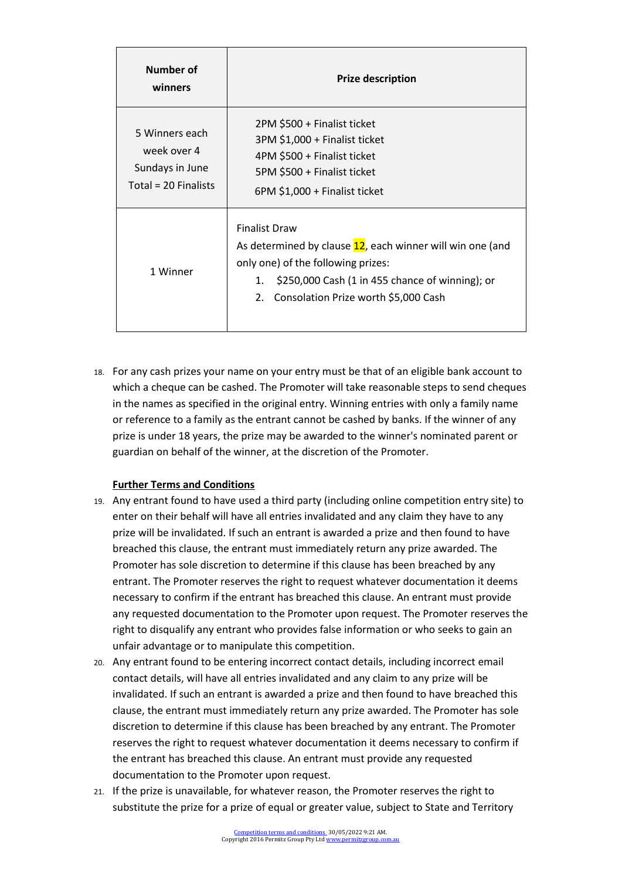| Number of winners | Prize description |
|---|---|
| 5 Winners each week over 4 Sundays in June Total = 20 Finalists | 2PM $500 + Finalist ticket<br>3PM $1,000 + Finalist ticket<br>4PM $500 + Finalist ticket<br>5PM $500 + Finalist ticket<br>6PM $1,000 + Finalist ticket |
| 1 Winner | Finalist Draw<br>As determined by clause 12, each winner will win one (and only one) of the following prizes:<br>1. $250,000 Cash (1 in 455 chance of winning); or<br>2. Consolation Prize worth $5,000 Cash |

18. For any cash prizes your name on your entry must be that of an eligible bank account to which a cheque can be cashed. The Promoter will take reasonable steps to send cheques in the names as specified in the original entry. Winning entries with only a family name or reference to a family as the entrant cannot be cashed by banks. If the winner of any prize is under 18 years, the prize may be awarded to the winner's nominated parent or guardian on behalf of the winner, at the discretion of the Promoter.

**Further Terms and Conditions**

19. Any entrant found to have used a third party (including online competition entry site) to enter on their behalf will have all entries invalidated and any claim they have to any prize will be invalidated. If such an entrant is awarded a prize and then found to have breached this clause, the entrant must immediately return any prize awarded. The Promoter has sole discretion to determine if this clause has been breached by any entrant. The Promoter reserves the right to request whatever documentation it deems necessary to confirm if the entrant has breached this clause. An entrant must provide any requested documentation to the Promoter upon request. The Promoter reserves the right to disqualify any entrant who provides false information or who seeks to gain an unfair advantage or to manipulate this competition.
20. Any entrant found to be entering incorrect contact details, including incorrect email contact details, will have all entries invalidated and any claim to any prize will be invalidated. If such an entrant is awarded a prize and then found to have breached this clause, the entrant must immediately return any prize awarded. The Promoter has sole discretion to determine if this clause has been breached by any entrant. The Promoter reserves the right to request whatever documentation it deems necessary to confirm if the entrant has breached this clause. An entrant must provide any requested documentation to the Promoter upon request.
21. If the prize is unavailable, for whatever reason, the Promoter reserves the right to substitute the prize for a prize of equal or greater value, subject to State and Territory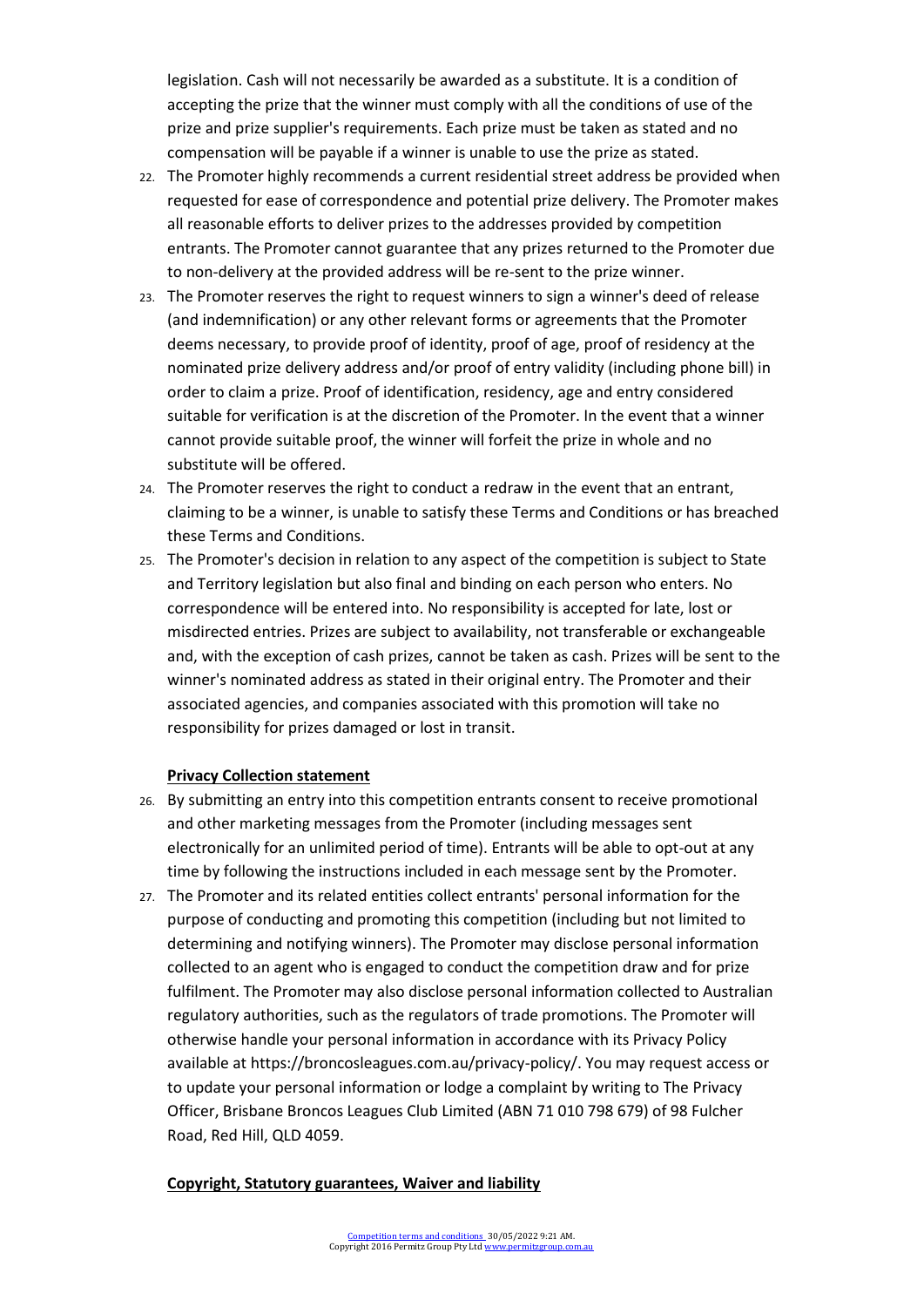legislation. Cash will not necessarily be awarded as a substitute. It is a condition of accepting the prize that the winner must comply with all the conditions of use of the prize and prize supplier's requirements. Each prize must be taken as stated and no compensation will be payable if a winner is unable to use the prize as stated.

22. The Promoter highly recommends a current residential street address be provided when requested for ease of correspondence and potential prize delivery. The Promoter makes all reasonable efforts to deliver prizes to the addresses provided by competition entrants. The Promoter cannot guarantee that any prizes returned to the Promoter due to non-delivery at the provided address will be re-sent to the prize winner.
23. The Promoter reserves the right to request winners to sign a winner's deed of release (and indemnification) or any other relevant forms or agreements that the Promoter deems necessary, to provide proof of identity, proof of age, proof of residency at the nominated prize delivery address and/or proof of entry validity (including phone bill) in order to claim a prize. Proof of identification, residency, age and entry considered suitable for verification is at the discretion of the Promoter. In the event that a winner cannot provide suitable proof, the winner will forfeit the prize in whole and no substitute will be offered.
24. The Promoter reserves the right to conduct a redraw in the event that an entrant, claiming to be a winner, is unable to satisfy these Terms and Conditions or has breached these Terms and Conditions.
25. The Promoter's decision in relation to any aspect of the competition is subject to State and Territory legislation but also final and binding on each person who enters. No correspondence will be entered into. No responsibility is accepted for late, lost or misdirected entries. Prizes are subject to availability, not transferable or exchangeable and, with the exception of cash prizes, cannot be taken as cash. Prizes will be sent to the winner's nominated address as stated in their original entry. The Promoter and their associated agencies, and companies associated with this promotion will take no responsibility for prizes damaged or lost in transit.

**Privacy Collection statement**

26. By submitting an entry into this competition entrants consent to receive promotional and other marketing messages from the Promoter (including messages sent electronically for an unlimited period of time). Entrants will be able to opt-out at any time by following the instructions included in each message sent by the Promoter.
27. The Promoter and its related entities collect entrants' personal information for the purpose of conducting and promoting this competition (including but not limited to determining and notifying winners). The Promoter may disclose personal information collected to an agent who is engaged to conduct the competition draw and for prize fulfilment. The Promoter may also disclose personal information collected to Australian regulatory authorities, such as the regulators of trade promotions. The Promoter will otherwise handle your personal information in accordance with its Privacy Policy available at https://broncosleagues.com.au/privacy-policy/. You may request access or to update your personal information or lodge a complaint by writing to The Privacy Officer, Brisbane Broncos Leagues Club Limited (ABN 71 010 798 679) of 98 Fulcher Road, Red Hill, QLD 4059.

**Copyright, Statutory guarantees, Waiver and liability**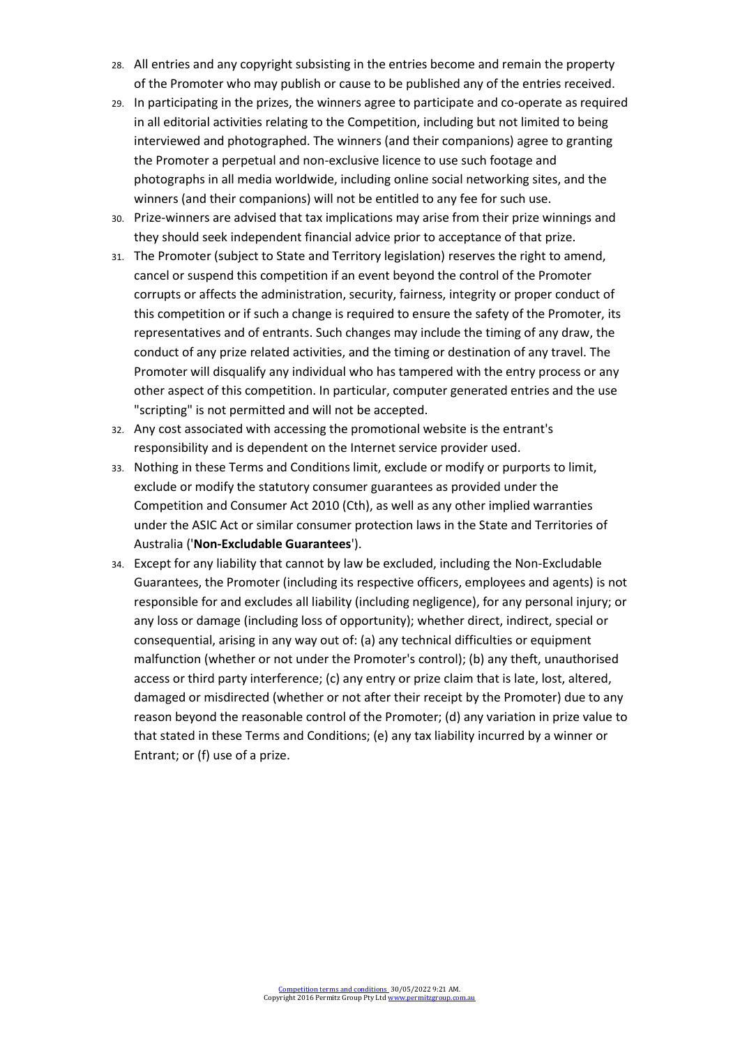28. All entries and any copyright subsisting in the entries become and remain the property of the Promoter who may publish or cause to be published any of the entries received.
29. In participating in the prizes, the winners agree to participate and co-operate as required in all editorial activities relating to the Competition, including but not limited to being interviewed and photographed. The winners (and their companions) agree to granting the Promoter a perpetual and non-exclusive licence to use such footage and photographs in all media worldwide, including online social networking sites, and the winners (and their companions) will not be entitled to any fee for such use.
30. Prize-winners are advised that tax implications may arise from their prize winnings and they should seek independent financial advice prior to acceptance of that prize.
31. The Promoter (subject to State and Territory legislation) reserves the right to amend, cancel or suspend this competition if an event beyond the control of the Promoter corrupts or affects the administration, security, fairness, integrity or proper conduct of this competition or if such a change is required to ensure the safety of the Promoter, its representatives and of entrants. Such changes may include the timing of any draw, the conduct of any prize related activities, and the timing or destination of any travel. The Promoter will disqualify any individual who has tampered with the entry process or any other aspect of this competition. In particular, computer generated entries and the use "scripting" is not permitted and will not be accepted.
32. Any cost associated with accessing the promotional website is the entrant's responsibility and is dependent on the Internet service provider used.
33. Nothing in these Terms and Conditions limit, exclude or modify or purports to limit, exclude or modify the statutory consumer guarantees as provided under the Competition and Consumer Act 2010 (Cth), as well as any other implied warranties under the ASIC Act or similar consumer protection laws in the State and Territories of Australia ('**Non-Excludable Guarantees**').
34. Except for any liability that cannot by law be excluded, including the Non-Excludable Guarantees, the Promoter (including its respective officers, employees and agents) is not responsible for and excludes all liability (including negligence), for any personal injury; or any loss or damage (including loss of opportunity); whether direct, indirect, special or consequential, arising in any way out of: (a) any technical difficulties or equipment malfunction (whether or not under the Promoter's control); (b) any theft, unauthorised access or third party interference; (c) any entry or prize claim that is late, lost, altered, damaged or misdirected (whether or not after their receipt by the Promoter) due to any reason beyond the reasonable control of the Promoter; (d) any variation in prize value to that stated in these Terms and Conditions; (e) any tax liability incurred by a winner or Entrant; or (f) use of a prize.